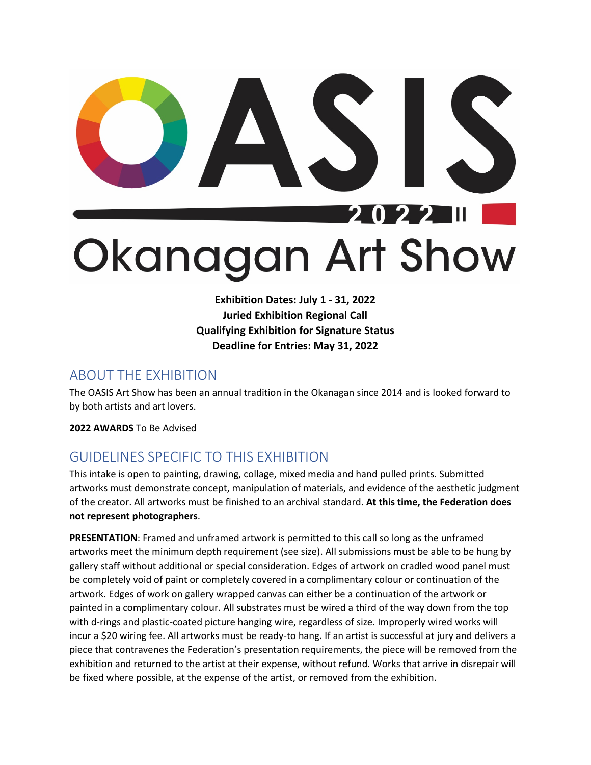# OASIS 2022 Okanagan Art Show

**Exhibition Dates: July 1 - 31, 2022**
**Juried Exhibition Regional Call**
**Qualifying Exhibition for Signature Status**
**Deadline for Entries: May 31, 2022**

## ABOUT THE EXHIBITION

The OASIS Art Show has been an annual tradition in the Okanagan since 2014 and is looked forward to by both artists and art lovers.

**2022 AWARDS** To Be Advised

## GUIDELINES SPECIFIC TO THIS EXHIBITION

This intake is open to painting, drawing, collage, mixed media and hand pulled prints. Submitted artworks must demonstrate concept, manipulation of materials, and evidence of the aesthetic judgment of the creator. All artworks must be finished to an archival standard. **At this time, the Federation does not represent photographers**.

**PRESENTATION**: Framed and unframed artwork is permitted to this call so long as the unframed artworks meet the minimum depth requirement (see size). All submissions must be able to be hung by gallery staff without additional or special consideration. Edges of artwork on cradled wood panel must be completely void of paint or completely covered in a complimentary colour or continuation of the artwork. Edges of work on gallery wrapped canvas can either be a continuation of the artwork or painted in a complimentary colour. All substrates must be wired a third of the way down from the top with d-rings and plastic-coated picture hanging wire, regardless of size. Improperly wired works will incur a $20 wiring fee. All artworks must be ready-to hang. If an artist is successful at jury and delivers a piece that contravenes the Federation's presentation requirements, the piece will be removed from the exhibition and returned to the artist at their expense, without refund. Works that arrive in disrepair will be fixed where possible, at the expense of the artist, or removed from the exhibition.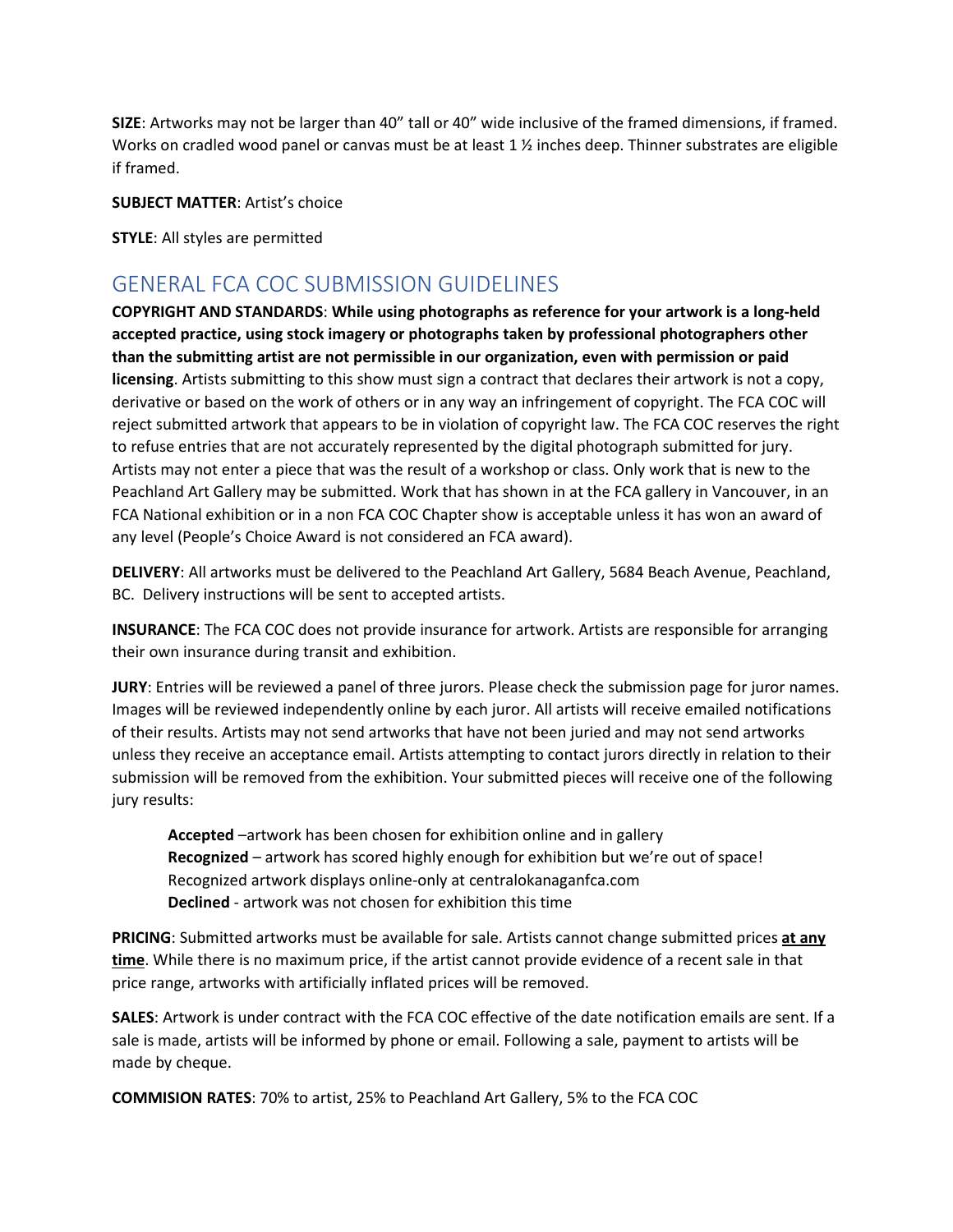**SIZE**: Artworks may not be larger than 40" tall or 40" wide inclusive of the framed dimensions, if framed. Works on cradled wood panel or canvas must be at least 1 ½ inches deep. Thinner substrates are eligible if framed.

**SUBJECT MATTER**: Artist's choice

**STYLE**: All styles are permitted

## GENERAL FCA COC SUBMISSION GUIDELINES

**COPYRIGHT AND STANDARDS**: **While using photographs as reference for your artwork is a long-held accepted practice, using stock imagery or photographs taken by professional photographers other than the submitting artist are not permissible in our organization, even with permission or paid licensing**. Artists submitting to this show must sign a contract that declares their artwork is not a copy, derivative or based on the work of others or in any way an infringement of copyright. The FCA COC will reject submitted artwork that appears to be in violation of copyright law. The FCA COC reserves the right to refuse entries that are not accurately represented by the digital photograph submitted for jury. Artists may not enter a piece that was the result of a workshop or class. Only work that is new to the Peachland Art Gallery may be submitted. Work that has shown in at the FCA gallery in Vancouver, in an FCA National exhibition or in a non FCA COC Chapter show is acceptable unless it has won an award of any level (People's Choice Award is not considered an FCA award).

**DELIVERY**: All artworks must be delivered to the Peachland Art Gallery, 5684 Beach Avenue, Peachland, BC. Delivery instructions will be sent to accepted artists.

**INSURANCE**: The FCA COC does not provide insurance for artwork. Artists are responsible for arranging their own insurance during transit and exhibition.

**JURY**: Entries will be reviewed a panel of three jurors. Please check the submission page for juror names. Images will be reviewed independently online by each juror. All artists will receive emailed notifications of their results. Artists may not send artworks that have not been juried and may not send artworks unless they receive an acceptance email. Artists attempting to contact jurors directly in relation to their submission will be removed from the exhibition. Your submitted pieces will receive one of the following jury results:

> **Accepted** –artwork has been chosen for exhibition online and in gallery
> **Recognized** – artwork has scored highly enough for exhibition but we're out of space! Recognized artwork displays online-only at centralokanaganfca.com
> **Declined** - artwork was not chosen for exhibition this time

**PRICING**: Submitted artworks must be available for sale. Artists cannot change submitted prices ***at any time***. While there is no maximum price, if the artist cannot provide evidence of a recent sale in that price range, artworks with artificially inflated prices will be removed.

**SALES**: Artwork is under contract with the FCA COC effective of the date notification emails are sent. If a sale is made, artists will be informed by phone or email. Following a sale, payment to artists will be made by cheque.

**COMMISION RATES**: 70% to artist, 25% to Peachland Art Gallery, 5% to the FCA COC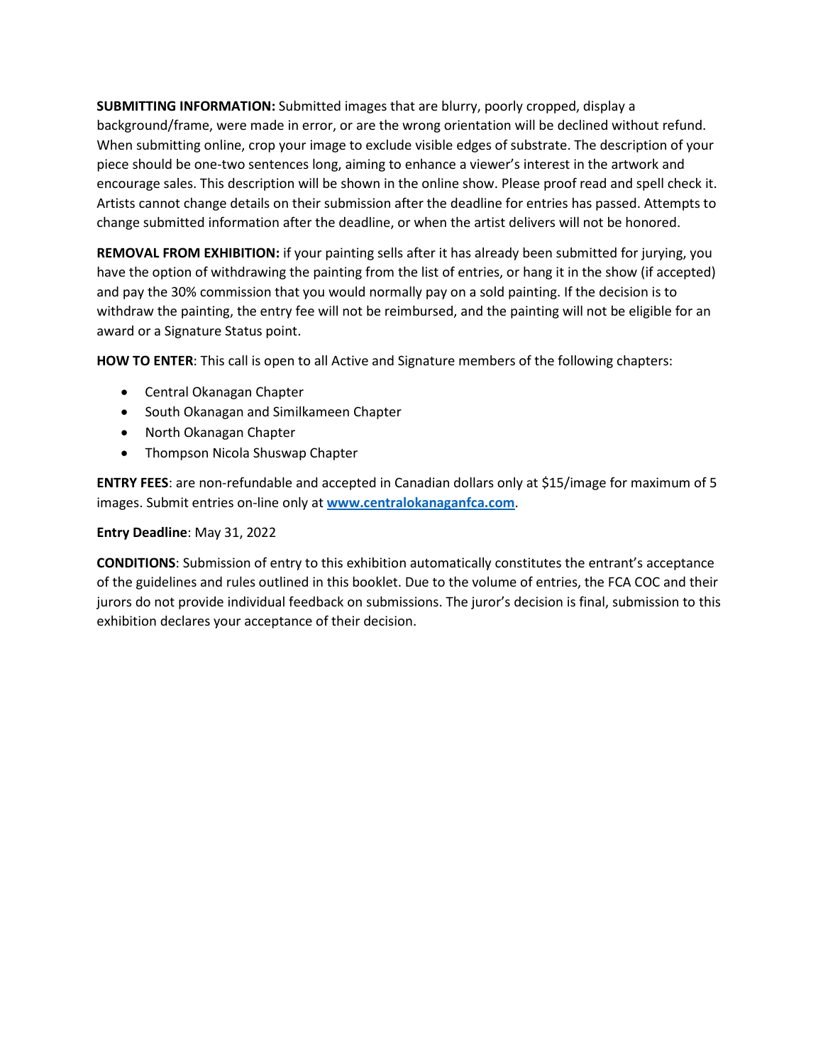**SUBMITTING INFORMATION:** Submitted images that are blurry, poorly cropped, display a background/frame, were made in error, or are the wrong orientation will be declined without refund. When submitting online, crop your image to exclude visible edges of substrate. The description of your piece should be one-two sentences long, aiming to enhance a viewer's interest in the artwork and encourage sales. This description will be shown in the online show. Please proof read and spell check it. Artists cannot change details on their submission after the deadline for entries has passed. Attempts to change submitted information after the deadline, or when the artist delivers will not be honored.

**REMOVAL FROM EXHIBITION:** if your painting sells after it has already been submitted for jurying, you have the option of withdrawing the painting from the list of entries, or hang it in the show (if accepted) and pay the 30% commission that you would normally pay on a sold painting. If the decision is to withdraw the painting, the entry fee will not be reimbursed, and the painting will not be eligible for an award or a Signature Status point.

**HOW TO ENTER**: This call is open to all Active and Signature members of the following chapters:

- Central Okanagan Chapter
- South Okanagan and Similkameen Chapter
- North Okanagan Chapter
- Thompson Nicola Shuswap Chapter

**ENTRY FEES**: are non-refundable and accepted in Canadian dollars only at $15/image for maximum of 5 images. Submit entries on-line only at **[www.centralokanaganfca.com](http://www.centralokanaganfca.com)**.

**Entry Deadline**: May 31, 2022

**CONDITIONS**: Submission of entry to this exhibition automatically constitutes the entrant's acceptance of the guidelines and rules outlined in this booklet. Due to the volume of entries, the FCA COC and their jurors do not provide individual feedback on submissions. The juror's decision is final, submission to this exhibition declares your acceptance of their decision.